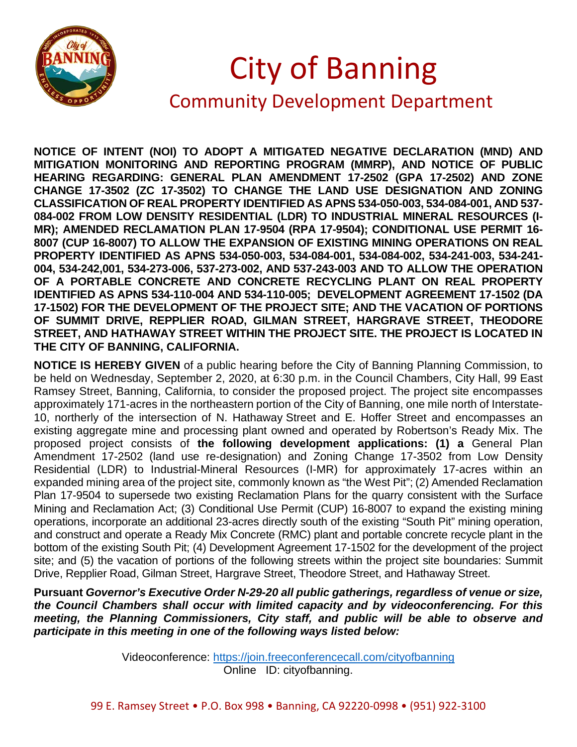# City of Banning

## Community Development Department

**NOTICE OF INTENT (NOI) TO ADOPT A MITIGATED NEGATIVE DECLARATION (MND) AND MITIGATION MONITORING AND REPORTING PROGRAM (MMRP), AND NOTICE OF PUBLIC HEARING REGARDING: GENERAL PLAN AMENDMENT 17-2502 (GPA 17-2502) AND ZONE CHANGE 17-3502 (ZC 17-3502) TO CHANGE THE LAND USE DESIGNATION AND ZONING CLASSIFICATION OF REAL PROPERTY IDENTIFIED AS APNS 534-050-003, 534-084-001, AND 537-084-002 FROM LOW DENSITY RESIDENTIAL (LDR) TO INDUSTRIAL MINERAL RESOURCES (I-MR); AMENDED RECLAMATION PLAN 17-9504 (RPA 17-9504); CONDITIONAL USE PERMIT 16-8007 (CUP 16-8007) TO ALLOW THE EXPANSION OF EXISTING MINING OPERATIONS ON REAL PROPERTY IDENTIFIED AS APNS 534-050-003, 534-084-001, 534-084-002, 534-241-003, 534-241-004, 534-242,001, 534-273-006, 537-273-002, AND 537-243-003 AND TO ALLOW THE OPERATION OF A PORTABLE CONCRETE AND CONCRETE RECYCLING PLANT ON REAL PROPERTY IDENTIFIED AS APNS 534-110-004 AND 534-110-005; DEVELOPMENT AGREEMENT 17-1502 (DA 17-1502) FOR THE DEVELOPMENT OF THE PROJECT SITE; AND THE VACATION OF PORTIONS OF SUMMIT DRIVE, REPPLIER ROAD, GILMAN STREET, HARGRAVE STREET, THEODORE STREET, AND HATHAWAY STREET WITHIN THE PROJECT SITE. THE PROJECT IS LOCATED IN THE CITY OF BANNING, CALIFORNIA.**

**NOTICE IS HEREBY GIVEN** of a public hearing before the City of Banning Planning Commission, to be held on Wednesday, September 2, 2020, at 6:30 p.m. in the Council Chambers, City Hall, 99 East Ramsey Street, Banning, California, to consider the proposed project. The project site encompasses approximately 171-acres in the northeastern portion of the City of Banning, one mile north of Interstate-10, northerly of the intersection of N. Hathaway Street and E. Hoffer Street and encompasses an existing aggregate mine and processing plant owned and operated by Robertson's Ready Mix. The proposed project consists of **the following development applications: (1) a** General Plan Amendment 17-2502 (land use re-designation) and Zoning Change 17-3502 from Low Density Residential (LDR) to Industrial-Mineral Resources (I-MR) for approximately 17-acres within an expanded mining area of the project site, commonly known as "the West Pit"; (2) Amended Reclamation Plan 17-9504 to supersede two existing Reclamation Plans for the quarry consistent with the Surface Mining and Reclamation Act; (3) Conditional Use Permit (CUP) 16-8007 to expand the existing mining operations, incorporate an additional 23-acres directly south of the existing "South Pit" mining operation, and construct and operate a Ready Mix Concrete (RMC) plant and portable concrete recycle plant in the bottom of the existing South Pit; (4) Development Agreement 17-1502 for the development of the project site; and (5) the vacation of portions of the following streets within the project site boundaries: Summit Drive, Repplier Road, Gilman Street, Hargrave Street, Theodore Street, and Hathaway Street.

**Pursuant *Governor's Executive Order N-29-20 all public gatherings, regardless of venue or size, the Council Chambers shall occur with limited capacity and by videoconferencing. For this meeting, the Planning Commissioners, City staff, and public will be able to observe and participate in this meeting in one of the following ways listed below:***

Videoconference: https://join.freeconferencecall.com/cityofbanning
Online ID: cityofbanning.

99 E. Ramsey Street • P.O. Box 998 • Banning, CA 92220-0998 • (951) 922-3100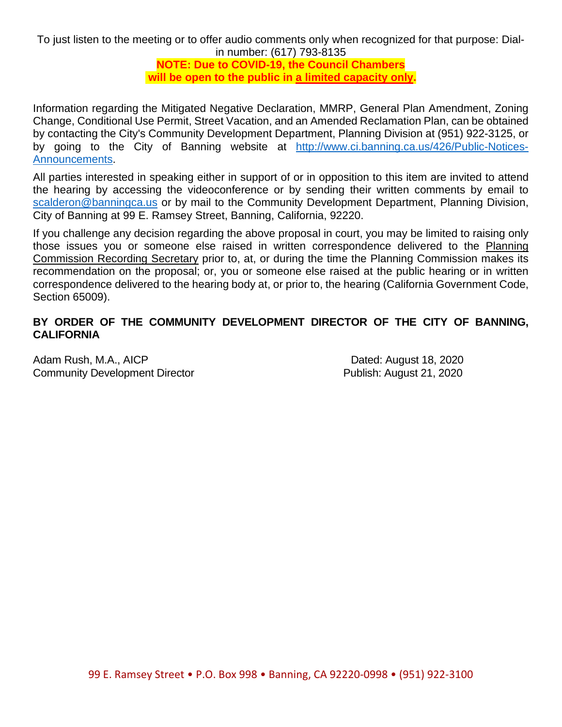To just listen to the meeting or to offer audio comments only when recognized for that purpose: Dial-in number: (617) 793-8135

**NOTE: Due to COVID-19, the Council Chambers will be open to the public in a limited capacity only.**

Information regarding the Mitigated Negative Declaration, MMRP, General Plan Amendment, Zoning Change, Conditional Use Permit, Street Vacation, and an Amended Reclamation Plan, can be obtained by contacting the City's Community Development Department, Planning Division at (951) 922-3125, or by going to the City of Banning website at http://www.ci.banning.ca.us/426/Public-Notices-Announcements.

All parties interested in speaking either in support of or in opposition to this item are invited to attend the hearing by accessing the videoconference or by sending their written comments by email to scalderon@banningca.us or by mail to the Community Development Department, Planning Division, City of Banning at 99 E. Ramsey Street, Banning, California, 92220.

If you challenge any decision regarding the above proposal in court, you may be limited to raising only those issues you or someone else raised in written correspondence delivered to the Planning Commission Recording Secretary prior to, at, or during the time the Planning Commission makes its recommendation on the proposal; or, you or someone else raised at the public hearing or in written correspondence delivered to the hearing body at, or prior to, the hearing (California Government Code, Section 65009).

**BY ORDER OF THE COMMUNITY DEVELOPMENT DIRECTOR OF THE CITY OF BANNING, CALIFORNIA**

Adam Rush, M.A., AICP
Community Development Director

Dated: August 18, 2020
Publish: August 21, 2020

99 E. Ramsey Street • P.O. Box 998 • Banning, CA 92220-0998 • (951) 922-3100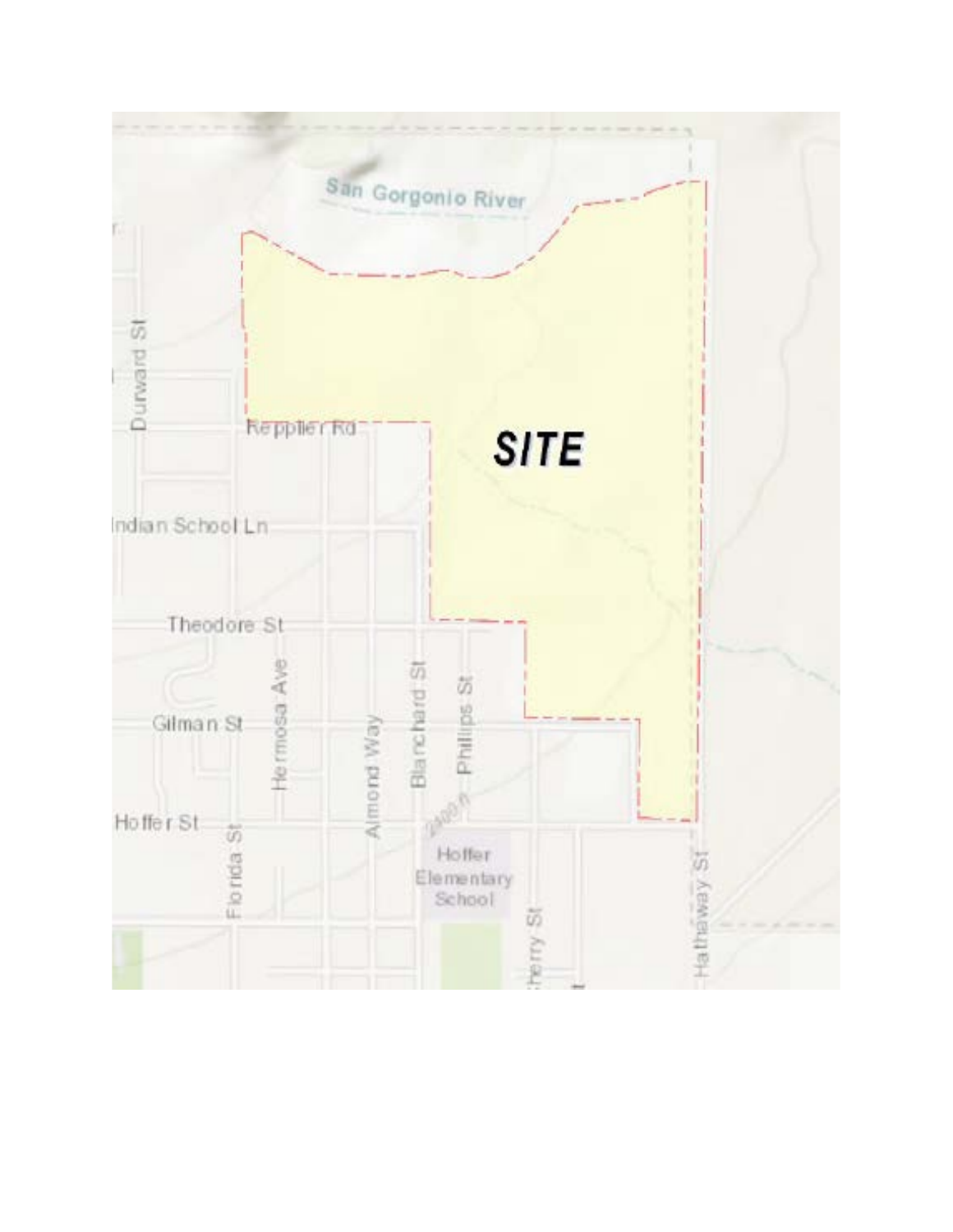San Gorgonio River

SITE

Durward St

Reppler Rd

Indian School Ln

Theodore St

Gilman St

Hoffer St

Hermosa Ave

Almond Way

Blanchard St

Phillips St

Florida St

Hoffer Elementary School

Cherry St

Hathaway St

2400 ft